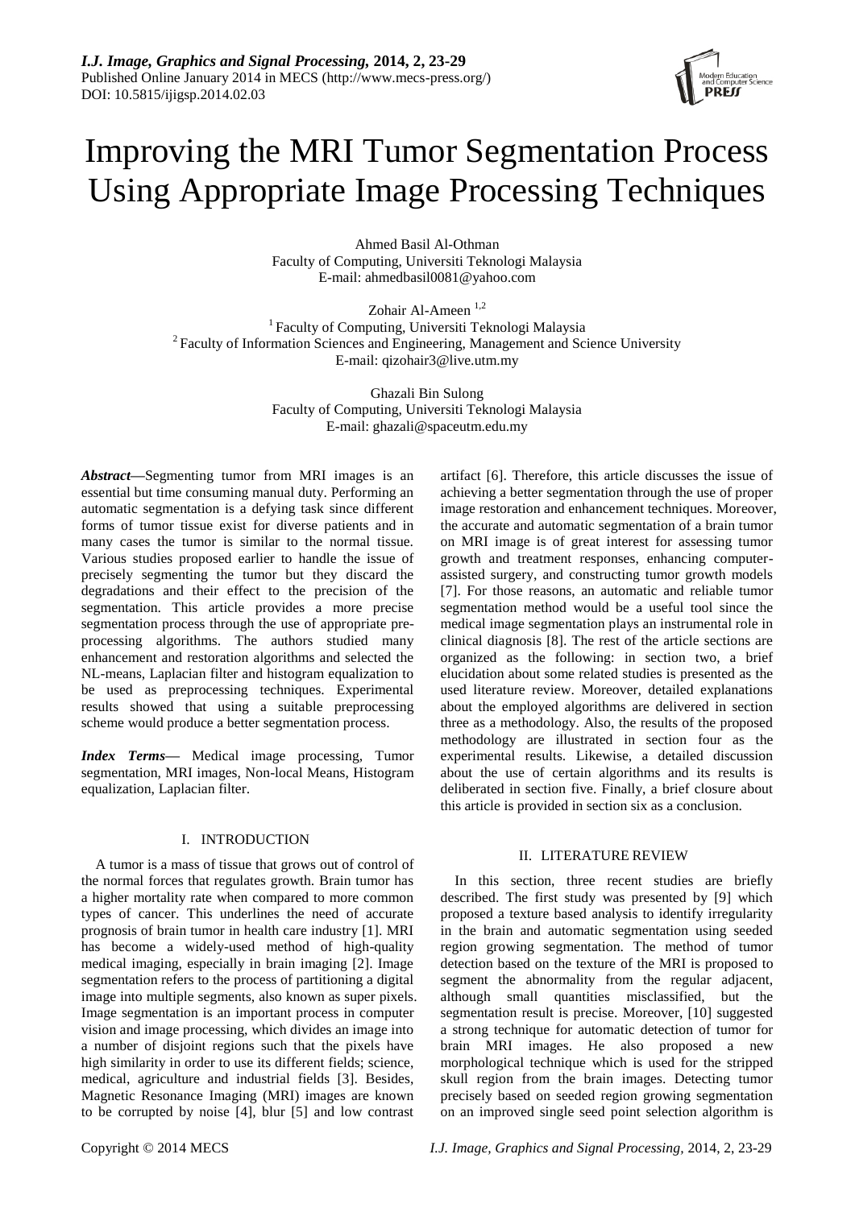# Improving the MRI Tumor Segmentation Process Using Appropriate Image Processing Techniques

Ahmed Basil Al-Othman
Faculty of Computing, Universiti Teknologi Malaysia
E-mail: ahmedbasil0081@yahoo.com

Zohair Al-Ameen [1,2]
[1] Faculty of Computing, Universiti Teknologi Malaysia
[2] Faculty of Information Sciences and Engineering, Management and Science University
E-mail: qizohair3@live.utm.my

Ghazali Bin Sulong
Faculty of Computing, Universiti Teknologi Malaysia
E-mail: ghazali@spaceutm.edu.my

***Abstract*—**Segmenting tumor from MRI images is an essential but time consuming manual duty. Performing an automatic segmentation is a defying task since different forms of tumor tissue exist for diverse patients and in many cases the tumor is similar to the normal tissue. Various studies proposed earlier to handle the issue of precisely segmenting the tumor but they discard the degradations and their effect to the precision of the segmentation. This article provides a more precise segmentation process through the use of appropriate pre-processing algorithms. The authors studied many enhancement and restoration algorithms and selected the NL-means, Laplacian filter and histogram equalization to be used as preprocessing techniques. Experimental results showed that using a suitable preprocessing scheme would produce a better segmentation process.

***Index Terms*—** Medical image processing, Tumor segmentation, MRI images, Non-local Means, Histogram equalization, Laplacian filter.

## I. INTRODUCTION

A tumor is a mass of tissue that grows out of control of the normal forces that regulates growth. Brain tumor has a higher mortality rate when compared to more common types of cancer. This underlines the need of accurate prognosis of brain tumor in health care industry [1]. MRI has become a widely-used method of high-quality medical imaging, especially in brain imaging [2]. Image segmentation refers to the process of partitioning a digital image into multiple segments, also known as super pixels. Image segmentation is an important process in computer vision and image processing, which divides an image into a number of disjoint regions such that the pixels have high similarity in order to use its different fields; science, medical, agriculture and industrial fields [3]. Besides, Magnetic Resonance Imaging (MRI) images are known to be corrupted by noise [4], blur [5] and low contrast artifact [6]. Therefore, this article discusses the issue of achieving a better segmentation through the use of proper image restoration and enhancement techniques. Moreover, the accurate and automatic segmentation of a brain tumor on MRI image is of great interest for assessing tumor growth and treatment responses, enhancing computer-assisted surgery, and constructing tumor growth models [7]. For those reasons, an automatic and reliable tumor segmentation method would be a useful tool since the medical image segmentation plays an instrumental role in clinical diagnosis [8]. The rest of the article sections are organized as the following: in section two, a brief elucidation about some related studies is presented as the used literature review. Moreover, detailed explanations about the employed algorithms are delivered in section three as a methodology. Also, the results of the proposed methodology are illustrated in section four as the experimental results. Likewise, a detailed discussion about the use of certain algorithms and its results is deliberated in section five. Finally, a brief closure about this article is provided in section six as a conclusion.

## II. LITERATURE REVIEW

In this section, three recent studies are briefly described. The first study was presented by [9] which proposed a texture based analysis to identify irregularity in the brain and automatic segmentation using seeded region growing segmentation. The method of tumor detection based on the texture of the MRI is proposed to segment the abnormality from the regular adjacent, although small quantities misclassified, but the segmentation result is precise. Moreover, [10] suggested a strong technique for automatic detection of tumor for brain MRI images. He also proposed a new morphological technique which is used for the stripped skull region from the brain images. Detecting tumor precisely based on seeded region growing segmentation on an improved single seed point selection algorithm is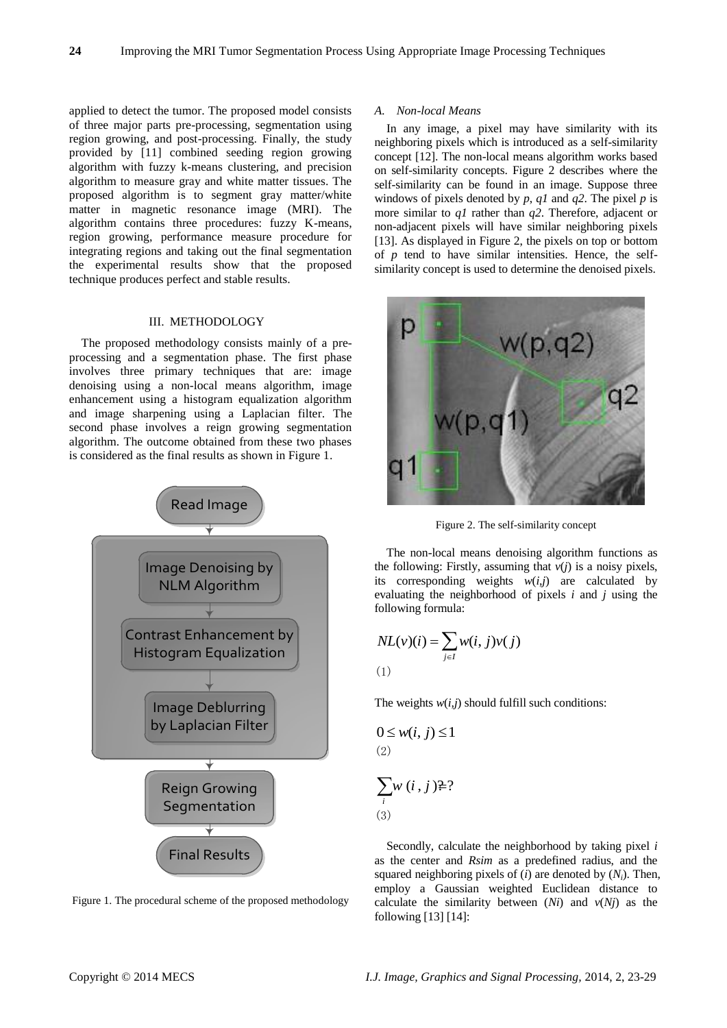applied to detect the tumor. The proposed model consists of three major parts pre-processing, segmentation using region growing, and post-processing. Finally, the study provided by [11] combined seeding region growing algorithm with fuzzy k-means clustering, and precision algorithm to measure gray and white matter tissues. The proposed algorithm is to segment gray matter/white matter in magnetic resonance image (MRI). The algorithm contains three procedures: fuzzy K-means, region growing, performance measure procedure for integrating regions and taking out the final segmentation the experimental results show that the proposed technique produces perfect and stable results.

## III. METHODOLOGY

The proposed methodology consists mainly of a pre-processing and a segmentation phase. The first phase involves three primary techniques that are: image denoising using a non-local means algorithm, image enhancement using a histogram equalization algorithm and image sharpening using a Laplacian filter. The second phase involves a reign growing segmentation algorithm. The outcome obtained from these two phases is considered as the final results as shown in Figure 1.

Read Image

Image Denoising by NLM Algorithm

Contrast Enhancement by Histogram Equalization

Image Deblurring by Laplacian Filter

Reign Growing Segmentation

Final Results

Figure 1. The procedural scheme of the proposed methodology

### A. Non-local Means

In any image, a pixel may have similarity with its neighboring pixels which is introduced as a self-similarity concept [12]. The non-local means algorithm works based on self-similarity concepts. Figure 2 describes where the self-similarity can be found in an image. Suppose three windows of pixels denoted by *p*, *q1* and *q2*. The pixel *p* is more similar to *q1* rather than *q2*. Therefore, adjacent or non-adjacent pixels will have similar neighboring pixels [13]. As displayed in Figure 2, the pixels on top or bottom of *p* tend to have similar intensities. Hence, the self-similarity concept is used to determine the denoised pixels.

p

w(p,q2)

q2

w(p,q1)

q1

Figure 2. The self-similarity concept

The non-local means denoising algorithm functions as the following: Firstly, assuming that $v(j)$ is a noisy pixels, its corresponding weights $w(i,j)$ are calculated by evaluating the neighborhood of pixels *i* and *j* using the following formula:

$$NL(v)(i) = \sum_{j \in I} w(i, j) v(j) \quad (1)$$

The weights $w(i,j)$ should fulfill such conditions:

$$0 \le w(i, j) \le 1 \quad (2)$$

$$\sum_{i} w(i, j) ?=? \quad (3)$$

Secondly, calculate the neighborhood by taking pixel *i* as the center and *Rsim* as a predefined radius, and the squared neighboring pixels of ($i$) are denoted by ($N_i$). Then, employ a Gaussian weighted Euclidean distance to calculate the similarity between ($Ni$) and $v(Nj)$ as the following [13] [14]: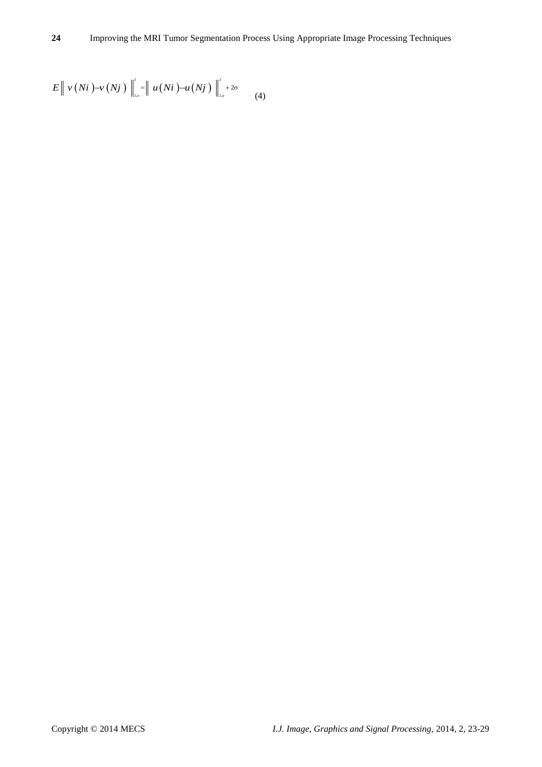$$E\left\| v(Ni)-v(Nj) \right\|_{2,a}^{2} = \left\| u(Ni)-u(Nj) \right\|_{2,a}^{2} + 2\sigma \qquad (4)$$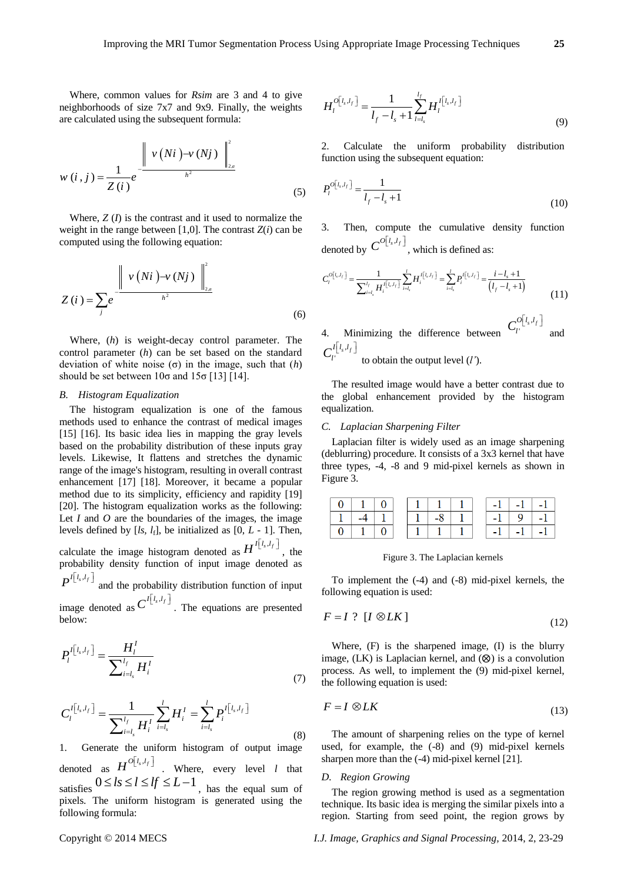Where, common values for *Rsim* are 3 and 4 to give neighborhoods of size 7x7 and 9x9. Finally, the weights are calculated using the subsequent formula:

$$w(i,j) = \frac{1}{Z(i)} e^{-\frac{\left\| v(Ni) - v(Nj) \right\|_{2,a}^{2}}{h^2}} \tag{5}$$

Where, *Z* (*I*) is the contrast and it used to normalize the weight in the range between [1,0]. The contrast *Z*(*i*) can be computed using the following equation:

$$Z(i) = \sum_j e^{-\frac{\left\| v(Ni) - v(Nj) \right\|_{2,a}^{2}}{h^2}} \tag{6}$$

Where, (*h*) is weight-decay control parameter. The control parameter (*h*) can be set based on the standard deviation of white noise (σ) in the image, such that (*h*) should be set between 10σ and 15σ [13] [14].

### B. Histogram Equalization

The histogram equalization is one of the famous methods used to enhance the contrast of medical images [15] [16]. Its basic idea lies in mapping the gray levels based on the probability distribution of these inputs gray levels. Likewise, It flattens and stretches the dynamic range of the image's histogram, resulting in overall contrast enhancement [17] [18]. Moreover, it became a popular method due to its simplicity, efficiency and rapidity [19] [20]. The histogram equalization works as the following: Let *I* and *O* are the boundaries of the images, the image levels defined by [$l_s$, $l_f$], be initialized as [0, *L* - 1]. Then, calculate the image histogram denoted as $H^{I[l_s,l_f]}$, the probability density function of input image denoted as $P^{I[l_s,l_f]}$ and the probability distribution function of input image denoted as $C^{I[l_s,l_f]}$. The equations are presented below:

$$P_l^{I[l_s,l_f]} = \frac{H_l^I}{\sum_{i=l_s}^{l_f} H_i^I} \tag{7}$$

$$C_l^{I[l_s,l_f]} = \frac{1}{\sum_{i=l_s}^{l_f} H_i^I} \sum_{i=l_s}^{l} H_i^I = \sum_{i=l_s}^{l} P_i^{I[l_s,l_f]} \tag{8}$$

1. Generate the uniform histogram of output image denoted as $H^{O[l_s,l_f]}$. Where, every level *l* that satisfies $0 \le ls \le l \le lf \le L-1$, has the equal sum of pixels. The uniform histogram is generated using the following formula:

$$H_l^{O[l_s,l_f]} = \frac{1}{l_f - l_s + 1} \sum_{l=l_s}^{l_f} H_l^{I[l_s,l_f]} \tag{9}$$

2. Calculate the uniform probability distribution function using the subsequent equation:

$$P_l^{O[l_s,l_f]} = \frac{1}{l_f - l_s + 1} \tag{10}$$

3. Then, compute the cumulative density function denoted by $C^{O[l_s,l_f]}$, which is defined as:

$$C_l^{O[l_s,l_f]} = \frac{1}{\sum_{i=l_s}^{l_f} H_i^{I[l_s,l_f]}} \sum_{i=l_s}^{l} H_i^{I[l_s,l_f]} = \sum_{i=l_s}^{l} P_i^{I[l_s,l_f]} = \frac{i - l_s + 1}{(l_f - l_s + 1)} \tag{11}$$

4. Minimizing the difference between $C_{l'}^{O[l_s,l_f]}$ and $C_{l'}^{I[l_s,l_f]}$ to obtain the output level (*l'*).

The resulted image would have a better contrast due to the global enhancement provided by the histogram equalization.

### C. Laplacian Sharpening Filter

Laplacian filter is widely used as an image sharpening (deblurring) procedure. It consists of a 3x3 kernel that have three types, -4, -8 and 9 mid-pixel kernels as shown in Figure 3.

| | | |
|---|---|---|
| 0 | 1 | 0 |
| 1 | -4 | 1 |
| 0 | 1 | 0 |

| | | |
|---|---|---|
| 1 | 1 | 1 |
| 1 | -8 | 1 |
| 1 | 1 | 1 |

| | | |
|---|---|---|
| -1 | -1 | -1 |
| -1 | 9 | -1 |
| -1 | -1 | -1 |

Figure 3. The Laplacian kernels

To implement the (-4) and (-8) mid-pixel kernels, the following equation is used:

$$F = I \ ? \ [I \otimes LK] \tag{12}$$

Where, (F) is the sharpened image, (I) is the blurry image, (LK) is Laplacian kernel, and (⊗) is a convolution process. As well, to implement the (9) mid-pixel kernel, the following equation is used:

$$F = I \otimes LK \tag{13}$$

The amount of sharpening relies on the type of kernel used, for example, the (-8) and (9) mid-pixel kernels sharpen more than the (-4) mid-pixel kernel [21].

### D. Region Growing

The region growing method is used as a segmentation technique. Its basic idea is merging the similar pixels into a region. Starting from seed point, the region grows by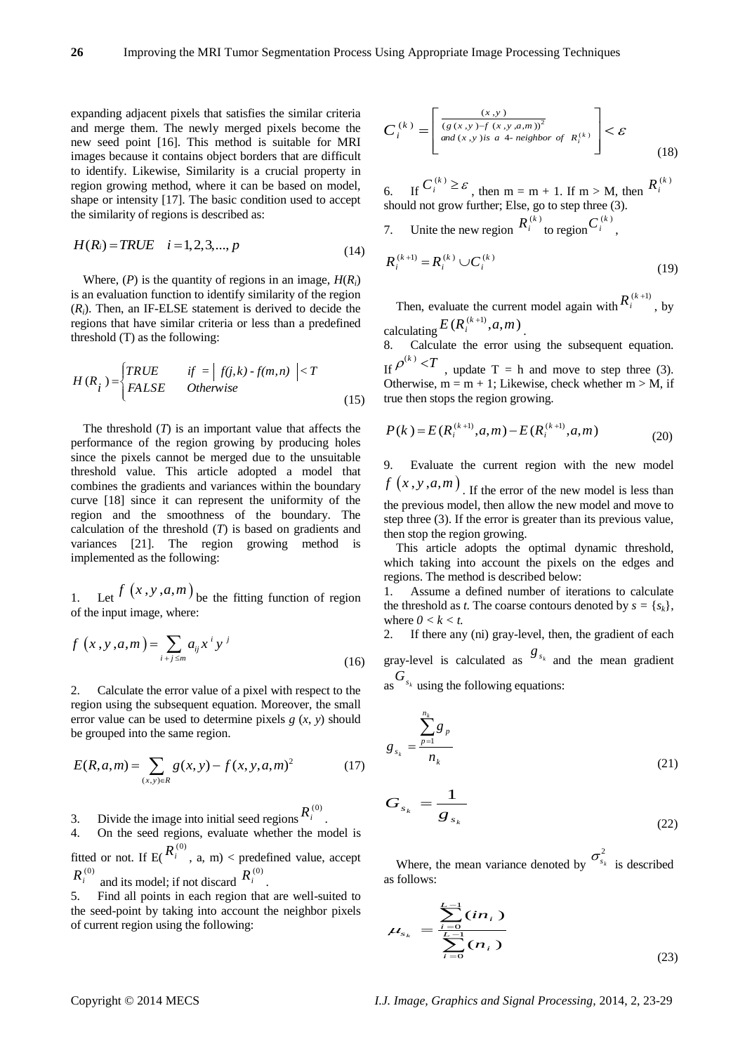expanding adjacent pixels that satisfies the similar criteria and merge them. The newly merged pixels become the new seed point [16]. This method is suitable for MRI images because it contains object borders that are difficult to identify. Likewise, Similarity is a crucial property in region growing method, where it can be based on model, shape or intensity [17]. The basic condition used to accept the similarity of regions is described as:

$$H(R_i) = TRUE \quad i = 1,2,3,...,p \tag{14}$$

Where, ($P$) is the quantity of regions in an image, $H(R_i)$ is an evaluation function to identify similarity of the region ($R_i$). Then, an IF-ELSE statement is derived to decide the regions that have similar criteria or less than a predefined threshold (T) as the following:

$$H(R_i) = \begin{cases} TRUE & if = \left| f(j,k) - f(m,n) \right| < T \\ FALSE & Otherwise \end{cases} \tag{15}$$

The threshold ($T$) is an important value that affects the performance of the region growing by producing holes since the pixels cannot be merged due to the unsuitable threshold value. This article adopted a model that combines the gradients and variances within the boundary curve [18] since it can represent the uniformity of the region and the smoothness of the boundary. The calculation of the threshold ($T$) is based on gradients and variances [21]. The region growing method is implemented as the following:

1. Let $f(x, y, a, m)$ be the fitting function of region of the input image, where:

$$f(x, y, a, m) = \sum_{i+j \le m} a_{ij} x^i y^j \tag{16}$$

2. Calculate the error value of a pixel with respect to the region using the subsequent equation. Moreover, the small error value can be used to determine pixels $g(x, y)$ should be grouped into the same region.

$$E(R, a, m) = \sum_{(x,y) \in R} g(x,y) - f(x,y,a,m)^2 \tag{17}$$

3. Divide the image into initial seed regions $R_i^{(0)}$.
4. On the seed regions, evaluate whether the model is fitted or not. If E($R_i^{(0)}$, a, m) < predefined value, accept $R_i^{(0)}$ and its model; if not discard $R_i^{(0)}$.
5. Find all points in each region that are well-suited to the seed-point by taking into account the neighbor pixels of current region using the following:

$$C_i^{(k)} = \left[ \frac{(x,y)}{\substack{(g(x,y) - f(x,y,a,m))^2 \\ and\ (x,y) is\ a\ 4\text{-}neighbor\ of\ R_i^{(k)}}} \right] < \varepsilon \tag{18}$$

6. If $C_i^{(k)} \ge \varepsilon$, then m = m + 1. If m > M, then $R_i^{(k)}$ should not grow further; Else, go to step three (3).
7. Unite the new region $R_i^{(k)}$ to region $C_i^{(k)}$,

$$R_i^{(k+1)} = R_i^{(k)} \cup C_i^{(k)} \tag{19}$$

Then, evaluate the current model again with $R_i^{(k+1)}$, by calculating $E(R_i^{(k+1)}, a, m)$.

8. Calculate the error using the subsequent equation. If $\rho^{(k)} < T$, update T = h and move to step three (3). Otherwise, m = m + 1; Likewise, check whether m > M, if true then stops the region growing.

$$P(k) = E(R_i^{(k+1)}, a, m) - E(R_i^{(k+1)}, a, m) \tag{20}$$

9. Evaluate the current region with the new model $f(x, y, a, m)$. If the error of the new model is less than the previous model, then allow the new model and move to step three (3). If the error is greater than its previous value, then stop the region growing.

This article adopts the optimal dynamic threshold, which taking into account the pixels on the edges and regions. The method is described below:

1. Assume a defined number of iterations to calculate the threshold as $t$. The coarse contours denoted by $s = \{s_k\}$, where $0 < k < t$.
2. If there any (ni) gray-level, then, the gradient of each gray-level is calculated as $g_{s_k}$ and the mean gradient as $G_{s_k}$ using the following equations:

$$g_{s_k} = \frac{\sum_{p=1}^{n_k} g_p}{n_k} \tag{21}$$

$$G_{s_k} = \frac{1}{g_{s_k}} \tag{22}$$

Where, the mean variance denoted by $\sigma_{s_k}^2$ is described as follows:

$$\mu_{s_k} = \frac{\sum_{i=0}^{L-1} (in_i)}{\sum_{i=0}^{L-1} (n_i)} \tag{23}$$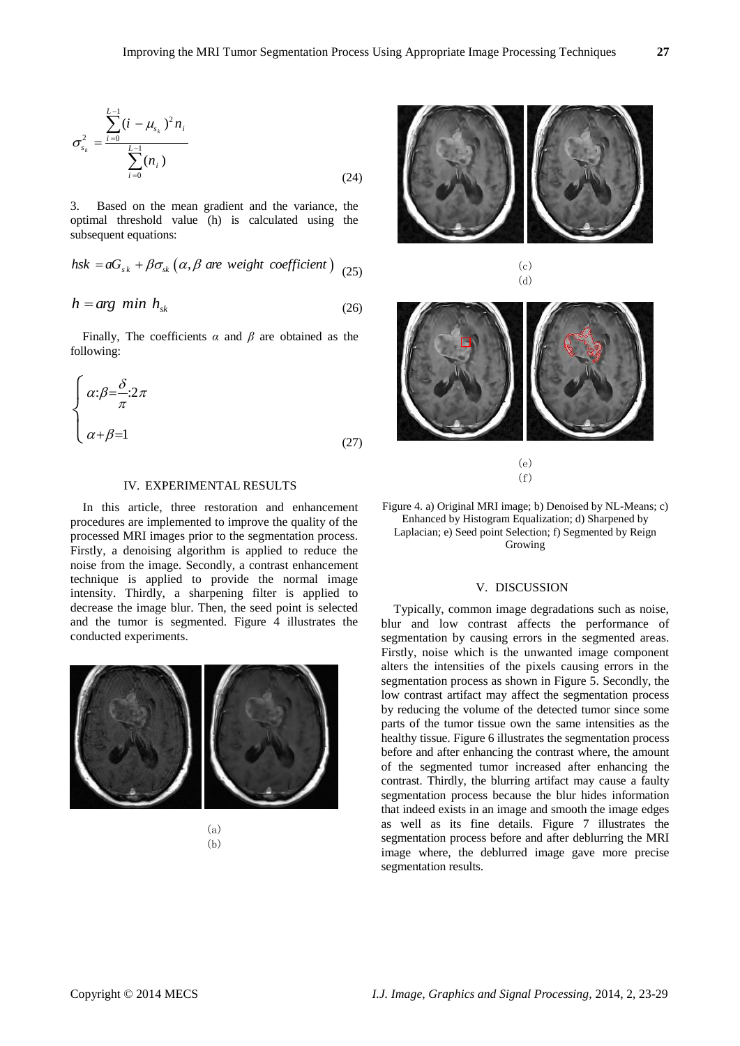$$\sigma_{s_k}^2 = \frac{\sum_{i=0}^{L-1} (i - \mu_{s_k})^2 n_i}{\sum_{i=0}^{L-1} (n_i)} \tag{24}$$

3. Based on the mean gradient and the variance, the optimal threshold value (h) is calculated using the subsequent equations:

$$hsk = aG_{sk} + \beta\sigma_{sk} \ (\alpha, \beta \ \textit{are weight coefficient}) \tag{25}$$

$$h = \arg \ \min \ h_{sk} \tag{26}$$

Finally, The coefficients $\alpha$ and $\beta$ are obtained as the following:

$$\begin{cases} \alpha : \beta = \dfrac{\delta}{\pi} : 2\pi \\ \alpha + \beta = 1 \end{cases} \tag{27}$$

## IV. EXPERIMENTAL RESULTS

In this article, three restoration and enhancement procedures are implemented to improve the quality of the processed MRI images prior to the segmentation process. Firstly, a denoising algorithm is applied to reduce the noise from the image. Secondly, a contrast enhancement technique is applied to provide the normal image intensity. Thirdly, a sharpening filter is applied to decrease the image blur. Then, the seed point is selected and the tumor is segmented. Figure 4 illustrates the conducted experiments.

(a)
(b)

(c)
(d)

(e)
(f)

Figure 4. a) Original MRI image; b) Denoised by NL-Means; c) Enhanced by Histogram Equalization; d) Sharpened by Laplacian; e) Seed point Selection; f) Segmented by Reign Growing

## V. DISCUSSION

Typically, common image degradations such as noise, blur and low contrast affects the performance of segmentation by causing errors in the segmented areas. Firstly, noise which is the unwanted image component alters the intensities of the pixels causing errors in the segmentation process as shown in Figure 5. Secondly, the low contrast artifact may affect the segmentation process by reducing the volume of the detected tumor since some parts of the tumor tissue own the same intensities as the healthy tissue. Figure 6 illustrates the segmentation process before and after enhancing the contrast where, the amount of the segmented tumor increased after enhancing the contrast. Thirdly, the blurring artifact may cause a faulty segmentation process because the blur hides information that indeed exists in an image and smooth the image edges as well as its fine details. Figure 7 illustrates the segmentation process before and after deblurring the MRI image where, the deblurred image gave more precise segmentation results.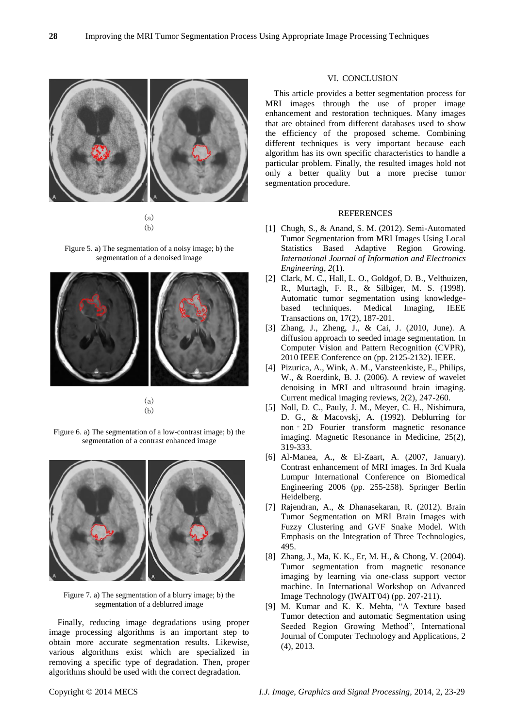(a)
(b)

Figure 5. a) The segmentation of a noisy image; b) the segmentation of a denoised image

(a)
(b)

Figure 6. a) The segmentation of a low-contrast image; b) the segmentation of a contrast enhanced image

Figure 7. a) The segmentation of a blurry image; b) the segmentation of a deblurred image

Finally, reducing image degradations using proper image processing algorithms is an important step to obtain more accurate segmentation results. Likewise, various algorithms exist which are specialized in removing a specific type of degradation. Then, proper algorithms should be used with the correct degradation.

## VI. CONCLUSION

This article provides a better segmentation process for MRI images through the use of proper image enhancement and restoration techniques. Many images that are obtained from different databases used to show the efficiency of the proposed scheme. Combining different techniques is very important because each algorithm has its own specific characteristics to handle a particular problem. Finally, the resulted images hold not only a better quality but a more precise tumor segmentation procedure.

## REFERENCES

[1] Chugh, S., & Anand, S. M. (2012). Semi-Automated Tumor Segmentation from MRI Images Using Local Statistics Based Adaptive Region Growing. *International Journal of Information and Electronics Engineering*, *2*(1).

[2] Clark, M. C., Hall, L. O., Goldgof, D. B., Velthuizen, R., Murtagh, F. R., & Silbiger, M. S. (1998). Automatic tumor segmentation using knowledge-based techniques. Medical Imaging, IEEE Transactions on, 17(2), 187-201.

[3] Zhang, J., Zheng, J., & Cai, J. (2010, June). A diffusion approach to seeded image segmentation. In Computer Vision and Pattern Recognition (CVPR), 2010 IEEE Conference on (pp. 2125-2132). IEEE.

[4] Pizurica, A., Wink, A. M., Vansteenkiste, E., Philips, W., & Roerdink, B. J. (2006). A review of wavelet denoising in MRI and ultrasound brain imaging. Current medical imaging reviews, 2(2), 247-260.

[5] Noll, D. C., Pauly, J. M., Meyer, C. H., Nishimura, D. G., & Macovskj, A. (1992). Deblurring for non‐2D Fourier transform magnetic resonance imaging. Magnetic Resonance in Medicine, 25(2), 319-333.

[6] Al-Manea, A., & El-Zaart, A. (2007, January). Contrast enhancement of MRI images. In 3rd Kuala Lumpur International Conference on Biomedical Engineering 2006 (pp. 255-258). Springer Berlin Heidelberg.

[7] Rajendran, A., & Dhanasekaran, R. (2012). Brain Tumor Segmentation on MRI Brain Images with Fuzzy Clustering and GVF Snake Model. With Emphasis on the Integration of Three Technologies, 495.

[8] Zhang, J., Ma, K. K., Er, M. H., & Chong, V. (2004). Tumor segmentation from magnetic resonance imaging by learning via one-class support vector machine. In International Workshop on Advanced Image Technology (IWAIT'04) (pp. 207-211).

[9] M. Kumar and K. K. Mehta, "A Texture based Tumor detection and automatic Segmentation using Seeded Region Growing Method", International Journal of Computer Technology and Applications, 2 (4), 2013.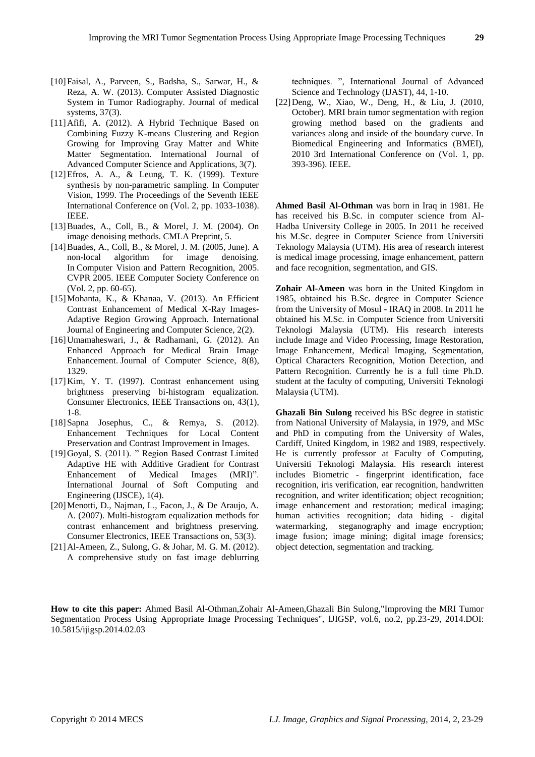[10] Faisal, A., Parveen, S., Badsha, S., Sarwar, H., & Reza, A. W. (2013). Computer Assisted Diagnostic System in Tumor Radiography. Journal of medical systems, 37(3).

[11] Afifi, A. (2012). A Hybrid Technique Based on Combining Fuzzy K-means Clustering and Region Growing for Improving Gray Matter and White Matter Segmentation. International Journal of Advanced Computer Science and Applications, 3(7).

[12] Efros, A. A., & Leung, T. K. (1999). Texture synthesis by non-parametric sampling. In Computer Vision, 1999. The Proceedings of the Seventh IEEE International Conference on (Vol. 2, pp. 1033-1038). IEEE.

[13] Buades, A., Coll, B., & Morel, J. M. (2004). On image denoising methods. CMLA Preprint, 5.

[14] Buades, A., Coll, B., & Morel, J. M. (2005, June). A non-local algorithm for image denoising. In Computer Vision and Pattern Recognition, 2005. CVPR 2005. IEEE Computer Society Conference on (Vol. 2, pp. 60-65).

[15] Mohanta, K., & Khanaa, V. (2013). An Efficient Contrast Enhancement of Medical X-Ray Images-Adaptive Region Growing Approach. International Journal of Engineering and Computer Science, 2(2).

[16] Umamaheswari, J., & Radhamani, G. (2012). An Enhanced Approach for Medical Brain Image Enhancement. Journal of Computer Science, 8(8), 1329.

[17] Kim, Y. T. (1997). Contrast enhancement using brightness preserving bi-histogram equalization. Consumer Electronics, IEEE Transactions on, 43(1), 1-8.

[18] Sapna Josephus, C., & Remya, S. (2012). Enhancement Techniques for Local Content Preservation and Contrast Improvement in Images.

[19] Goyal, S. (2011). " Region Based Contrast Limited Adaptive HE with Additive Gradient for Contrast Enhancement of Medical Images (MRI)". International Journal of Soft Computing and Engineering (IJSCE), 1(4).

[20] Menotti, D., Najman, L., Facon, J., & De Araujo, A. A. (2007). Multi-histogram equalization methods for contrast enhancement and brightness preserving. Consumer Electronics, IEEE Transactions on, 53(3).

[21] Al-Ameen, Z., Sulong, G. & Johar, M. G. M. (2012). A comprehensive study on fast image deblurring techniques. ", International Journal of Advanced Science and Technology (IJAST), 44, 1-10.

[22] Deng, W., Xiao, W., Deng, H., & Liu, J. (2010, October). MRI brain tumor segmentation with region growing method based on the gradients and variances along and inside of the boundary curve. In Biomedical Engineering and Informatics (BMEI), 2010 3rd International Conference on (Vol. 1, pp. 393-396). IEEE.

**Ahmed Basil Al-Othman** was born in Iraq in 1981. He has received his B.Sc. in computer science from Al-Hadba University College in 2005. In 2011 he received his M.Sc. degree in Computer Science from Universiti Teknology Malaysia (UTM). His area of research interest is medical image processing, image enhancement, pattern and face recognition, segmentation, and GIS.

**Zohair Al-Ameen** was born in the United Kingdom in 1985, obtained his B.Sc. degree in Computer Science from the University of Mosul - IRAQ in 2008. In 2011 he obtained his M.Sc. in Computer Science from Universiti Teknologi Malaysia (UTM). His research interests include Image and Video Processing, Image Restoration, Image Enhancement, Medical Imaging, Segmentation, Optical Characters Recognition, Motion Detection, and Pattern Recognition. Currently he is a full time Ph.D. student at the faculty of computing, Universiti Teknologi Malaysia (UTM).

**Ghazali Bin Sulong** received his BSc degree in statistic from National University of Malaysia, in 1979, and MSc and PhD in computing from the University of Wales, Cardiff, United Kingdom, in 1982 and 1989, respectively. He is currently professor at Faculty of Computing, Universiti Teknologi Malaysia. His research interest includes Biometric - fingerprint identification, face recognition, iris verification, ear recognition, handwritten recognition, and writer identification; object recognition; image enhancement and restoration; medical imaging; human activities recognition; data hiding - digital watermarking, steganography and image encryption; image fusion; image mining; digital image forensics; object detection, segmentation and tracking.

**How to cite this paper:** Ahmed Basil Al-Othman,Zohair Al-Ameen,Ghazali Bin Sulong,"Improving the MRI Tumor Segmentation Process Using Appropriate Image Processing Techniques", IJIGSP, vol.6, no.2, pp.23-29, 2014.DOI: 10.5815/ijigsp.2014.02.03